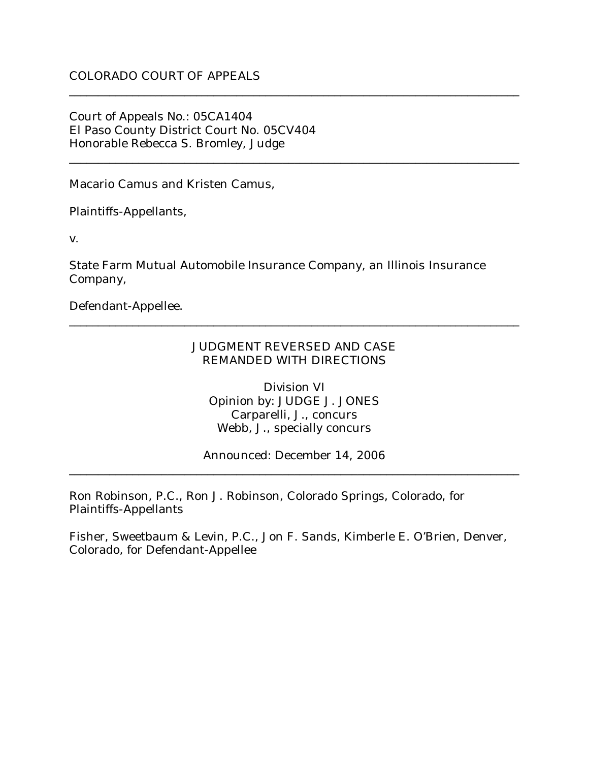COLORADO COURT OF APPEALS

---

Court of Appeals No.: 05CA1404
El Paso County District Court No. 05CV404
Honorable Rebecca S. Bromley, Judge

---

Macario Camus and Kristen Camus,

Plaintiffs-Appellants,

v.

State Farm Mutual Automobile Insurance Company, an Illinois Insurance Company,

Defendant-Appellee.

---

JUDGMENT REVERSED AND CASE REMANDED WITH DIRECTIONS

Division VI
Opinion by: JUDGE J. JONES
Carparelli, J., concurs
Webb, J., specially concurs

Announced: December 14, 2006

---

Ron Robinson, P.C., Ron J. Robinson, Colorado Springs, Colorado, for Plaintiffs-Appellants

Fisher, Sweetbaum & Levin, P.C., Jon F. Sands, Kimberle E. O'Brien, Denver, Colorado, for Defendant-Appellee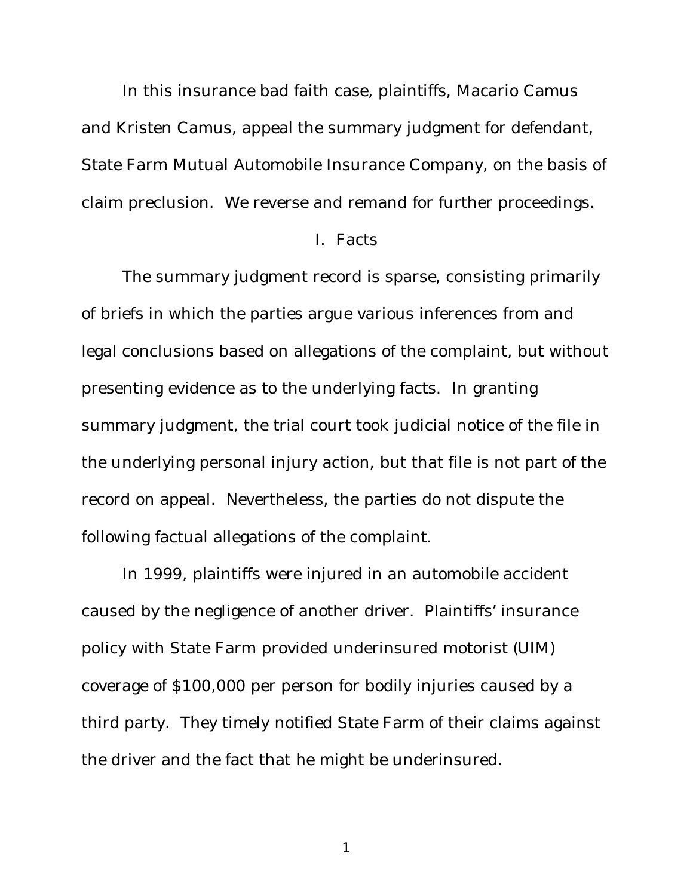In this insurance bad faith case, plaintiffs, Macario Camus and Kristen Camus, appeal the summary judgment for defendant, State Farm Mutual Automobile Insurance Company, on the basis of claim preclusion. We reverse and remand for further proceedings.

## I. Facts

The summary judgment record is sparse, consisting primarily of briefs in which the parties argue various inferences from and legal conclusions based on allegations of the complaint, but without presenting evidence as to the underlying facts. In granting summary judgment, the trial court took judicial notice of the file in the underlying personal injury action, but that file is not part of the record on appeal. Nevertheless, the parties do not dispute the following factual allegations of the complaint.

In 1999, plaintiffs were injured in an automobile accident caused by the negligence of another driver. Plaintiffs' insurance policy with State Farm provided underinsured motorist (UIM) coverage of $100,000 per person for bodily injuries caused by a third party. They timely notified State Farm of their claims against the driver and the fact that he might be underinsured.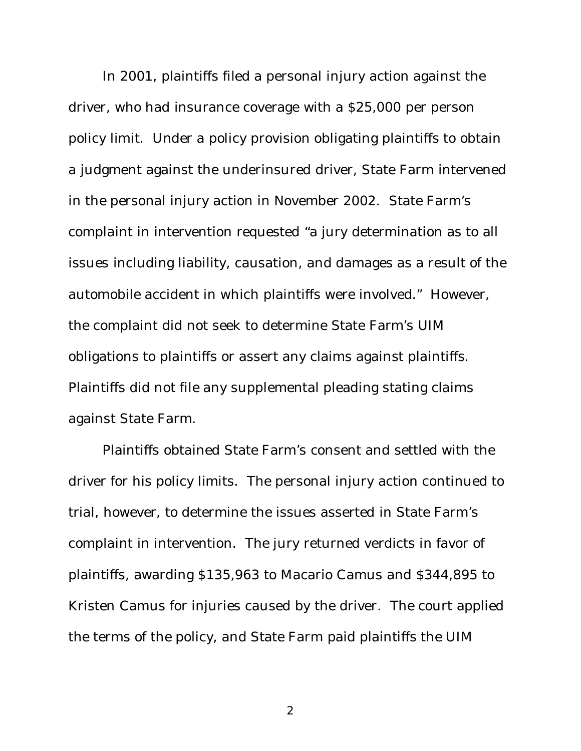In 2001, plaintiffs filed a personal injury action against the driver, who had insurance coverage with a $25,000 per person policy limit. Under a policy provision obligating plaintiffs to obtain a judgment against the underinsured driver, State Farm intervened in the personal injury action in November 2002. State Farm's complaint in intervention requested "a jury determination as to all issues including liability, causation, and damages as a result of the automobile accident in which plaintiffs were involved." However, the complaint did not seek to determine State Farm's UIM obligations to plaintiffs or assert any claims against plaintiffs. Plaintiffs did not file any supplemental pleading stating claims against State Farm.

Plaintiffs obtained State Farm's consent and settled with the driver for his policy limits. The personal injury action continued to trial, however, to determine the issues asserted in State Farm's complaint in intervention. The jury returned verdicts in favor of plaintiffs, awarding $135,963 to Macario Camus and $344,895 to Kristen Camus for injuries caused by the driver. The court applied the terms of the policy, and State Farm paid plaintiffs the UIM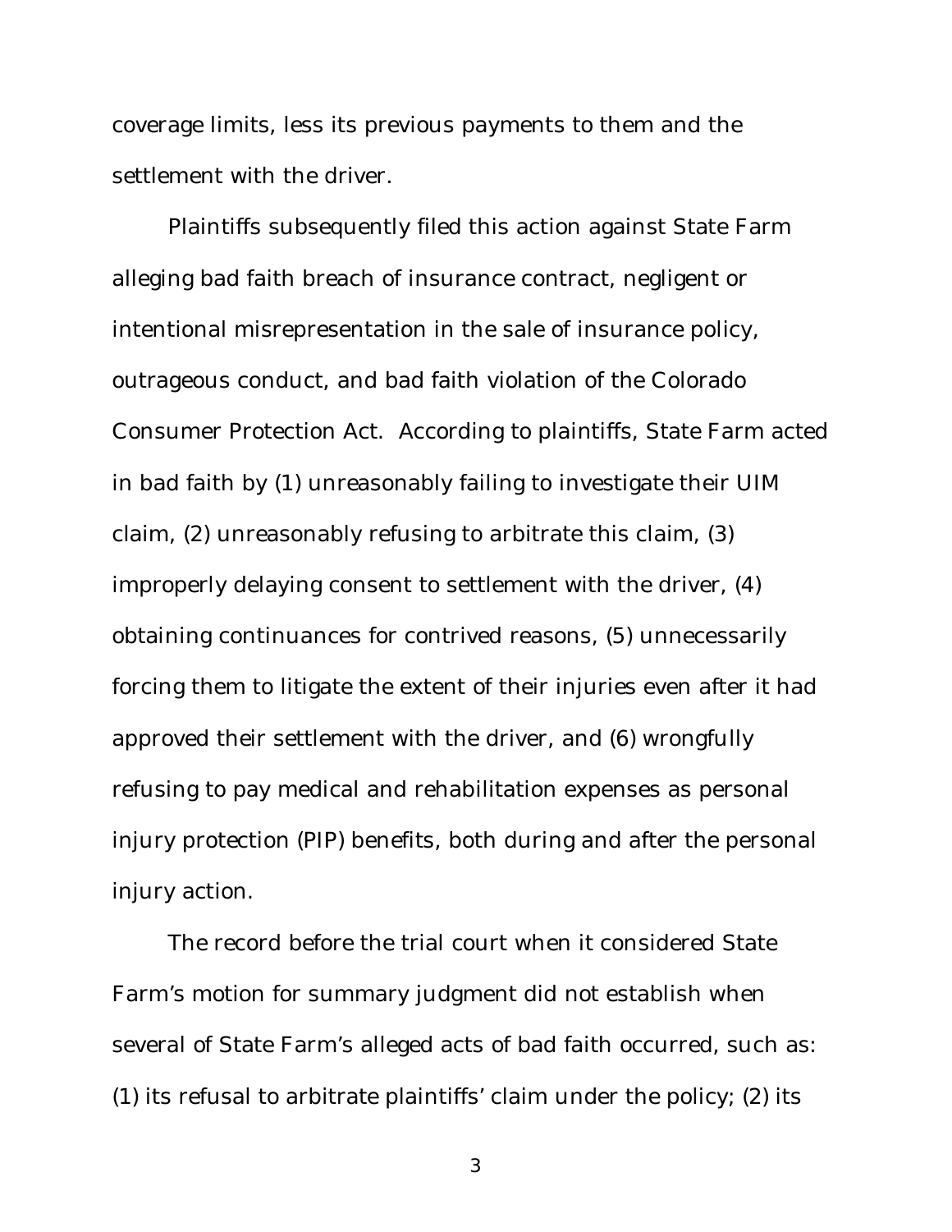coverage limits, less its previous payments to them and the settlement with the driver.

Plaintiffs subsequently filed this action against State Farm alleging bad faith breach of insurance contract, negligent or intentional misrepresentation in the sale of insurance policy, outrageous conduct, and bad faith violation of the Colorado Consumer Protection Act. According to plaintiffs, State Farm acted in bad faith by (1) unreasonably failing to investigate their UIM claim, (2) unreasonably refusing to arbitrate this claim, (3) improperly delaying consent to settlement with the driver, (4) obtaining continuances for contrived reasons, (5) unnecessarily forcing them to litigate the extent of their injuries even after it had approved their settlement with the driver, and (6) wrongfully refusing to pay medical and rehabilitation expenses as personal injury protection (PIP) benefits, both during and after the personal injury action.

The record before the trial court when it considered State Farm's motion for summary judgment did not establish when several of State Farm's alleged acts of bad faith occurred, such as: (1) its refusal to arbitrate plaintiffs' claim under the policy; (2) its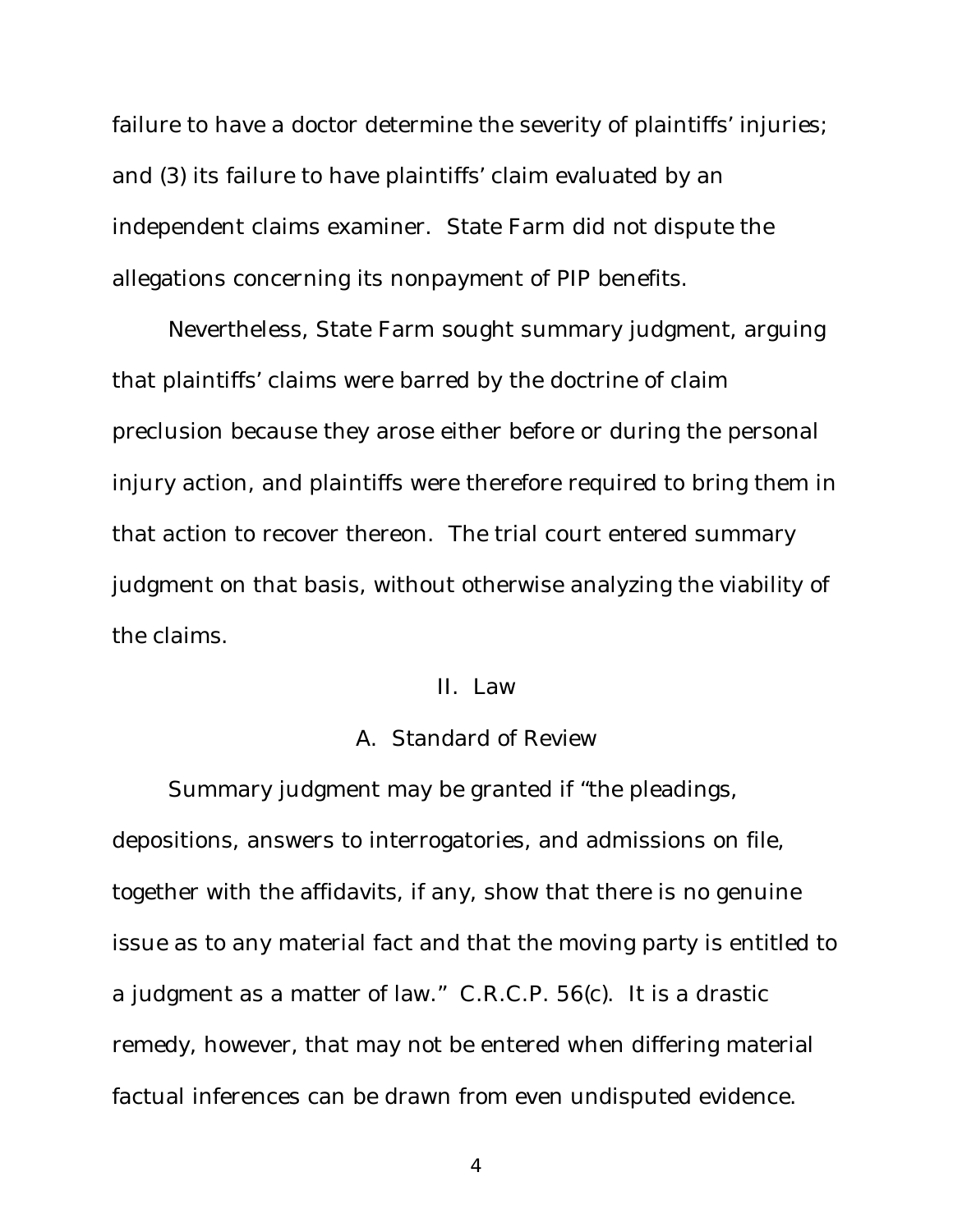failure to have a doctor determine the severity of plaintiffs' injuries; and (3) its failure to have plaintiffs' claim evaluated by an independent claims examiner. State Farm did not dispute the allegations concerning its nonpayment of PIP benefits.

Nevertheless, State Farm sought summary judgment, arguing that plaintiffs' claims were barred by the doctrine of claim preclusion because they arose either before or during the personal injury action, and plaintiffs were therefore required to bring them in that action to recover thereon. The trial court entered summary judgment on that basis, without otherwise analyzing the viability of the claims.

## II. Law

### A. Standard of Review

Summary judgment may be granted if "the pleadings, depositions, answers to interrogatories, and admissions on file, together with the affidavits, if any, show that there is no genuine issue as to any material fact and that the moving party is entitled to a judgment as a matter of law." C.R.C.P. 56(c). It is a drastic remedy, however, that may not be entered when differing material factual inferences can be drawn from even undisputed evidence.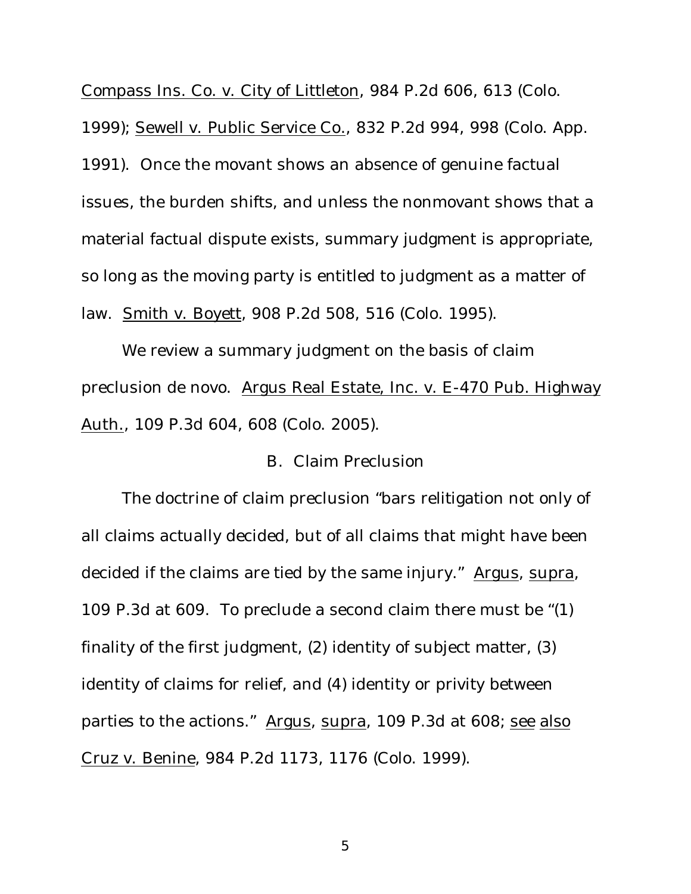Compass Ins. Co. v. City of Littleton, 984 P.2d 606, 613 (Colo. 1999); Sewell v. Public Service Co., 832 P.2d 994, 998 (Colo. App. 1991). Once the movant shows an absence of genuine factual issues, the burden shifts, and unless the nonmovant shows that a material factual dispute exists, summary judgment is appropriate, so long as the moving party is entitled to judgment as a matter of law. Smith v. Boyett, 908 P.2d 508, 516 (Colo. 1995).

We review a summary judgment on the basis of claim preclusion de novo. Argus Real Estate, Inc. v. E-470 Pub. Highway Auth., 109 P.3d 604, 608 (Colo. 2005).

## B. Claim Preclusion

The doctrine of claim preclusion "bars relitigation not only of all claims actually decided, but of all claims that might have been decided if the claims are tied by the same injury." Argus, supra, 109 P.3d at 609. To preclude a second claim there must be "(1) finality of the first judgment, (2) identity of subject matter, (3) identity of claims for relief, and (4) identity or privity between parties to the actions." Argus, supra, 109 P.3d at 608; see also Cruz v. Benine, 984 P.2d 1173, 1176 (Colo. 1999).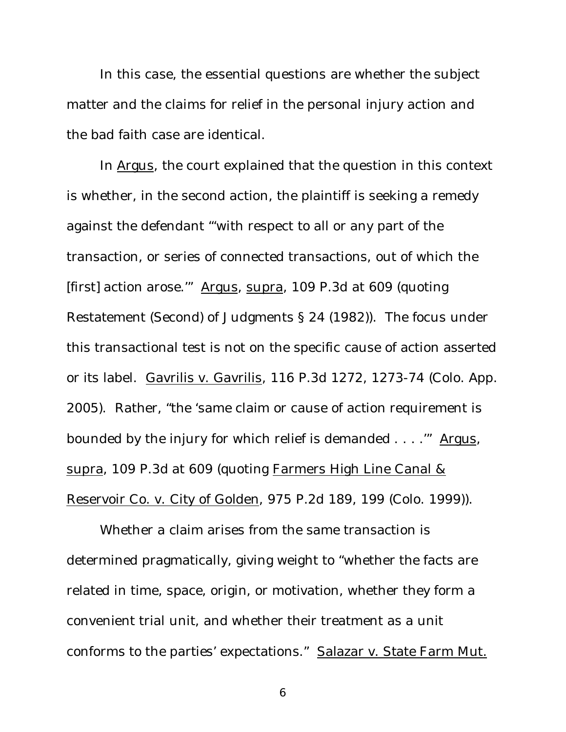In this case, the essential questions are whether the subject matter and the claims for relief in the personal injury action and the bad faith case are identical.

In Argus, the court explained that the question in this context is whether, in the second action, the plaintiff is seeking a remedy against the defendant "'with respect to all or any part of the transaction, or series of connected transactions, out of which the [first] action arose.'" Argus, supra, 109 P.3d at 609 (quoting Restatement (Second) of Judgments § 24 (1982)). The focus under this transactional test is not on the specific cause of action asserted or its label. Gavrilis v. Gavrilis, 116 P.3d 1272, 1273-74 (Colo. App. 2005). Rather, "the 'same claim or cause of action requirement is bounded by the injury for which relief is demanded . . . .'" Argus, supra, 109 P.3d at 609 (quoting Farmers High Line Canal & Reservoir Co. v. City of Golden, 975 P.2d 189, 199 (Colo. 1999)).

Whether a claim arises from the same transaction is determined pragmatically, giving weight to "whether the facts are related in time, space, origin, or motivation, whether they form a convenient trial unit, and whether their treatment as a unit conforms to the parties' expectations." Salazar v. State Farm Mut.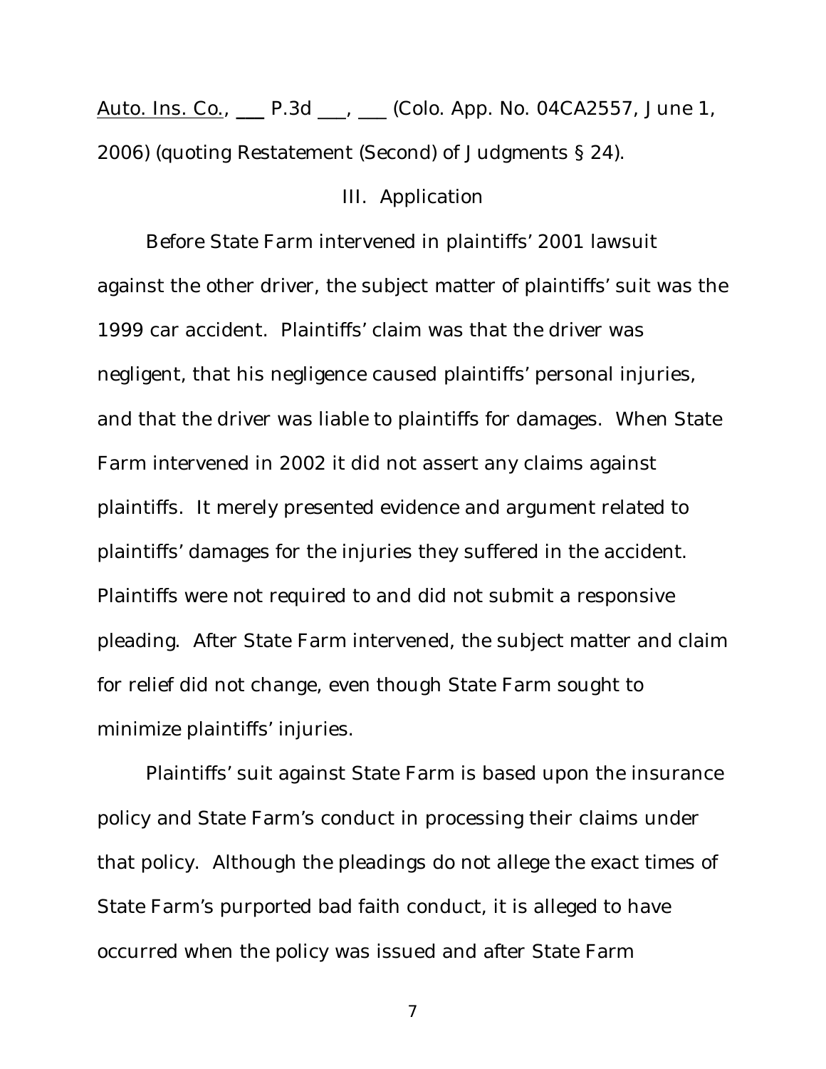Auto. Ins. Co., ___ P.3d ___, ___ (Colo. App. No. 04CA2557, June 1, 2006) (quoting Restatement (Second) of Judgments § 24).

### III. Application

Before State Farm intervened in plaintiffs' 2001 lawsuit against the other driver, the subject matter of plaintiffs' suit was the 1999 car accident. Plaintiffs' claim was that the driver was negligent, that his negligence caused plaintiffs' personal injuries, and that the driver was liable to plaintiffs for damages. When State Farm intervened in 2002 it did not assert any claims against plaintiffs. It merely presented evidence and argument related to plaintiffs' damages for the injuries they suffered in the accident. Plaintiffs were not required to and did not submit a responsive pleading. After State Farm intervened, the subject matter and claim for relief did not change, even though State Farm sought to minimize plaintiffs' injuries.

Plaintiffs' suit against State Farm is based upon the insurance policy and State Farm's conduct in processing their claims under that policy. Although the pleadings do not allege the exact times of State Farm's purported bad faith conduct, it is alleged to have occurred when the policy was issued and after State Farm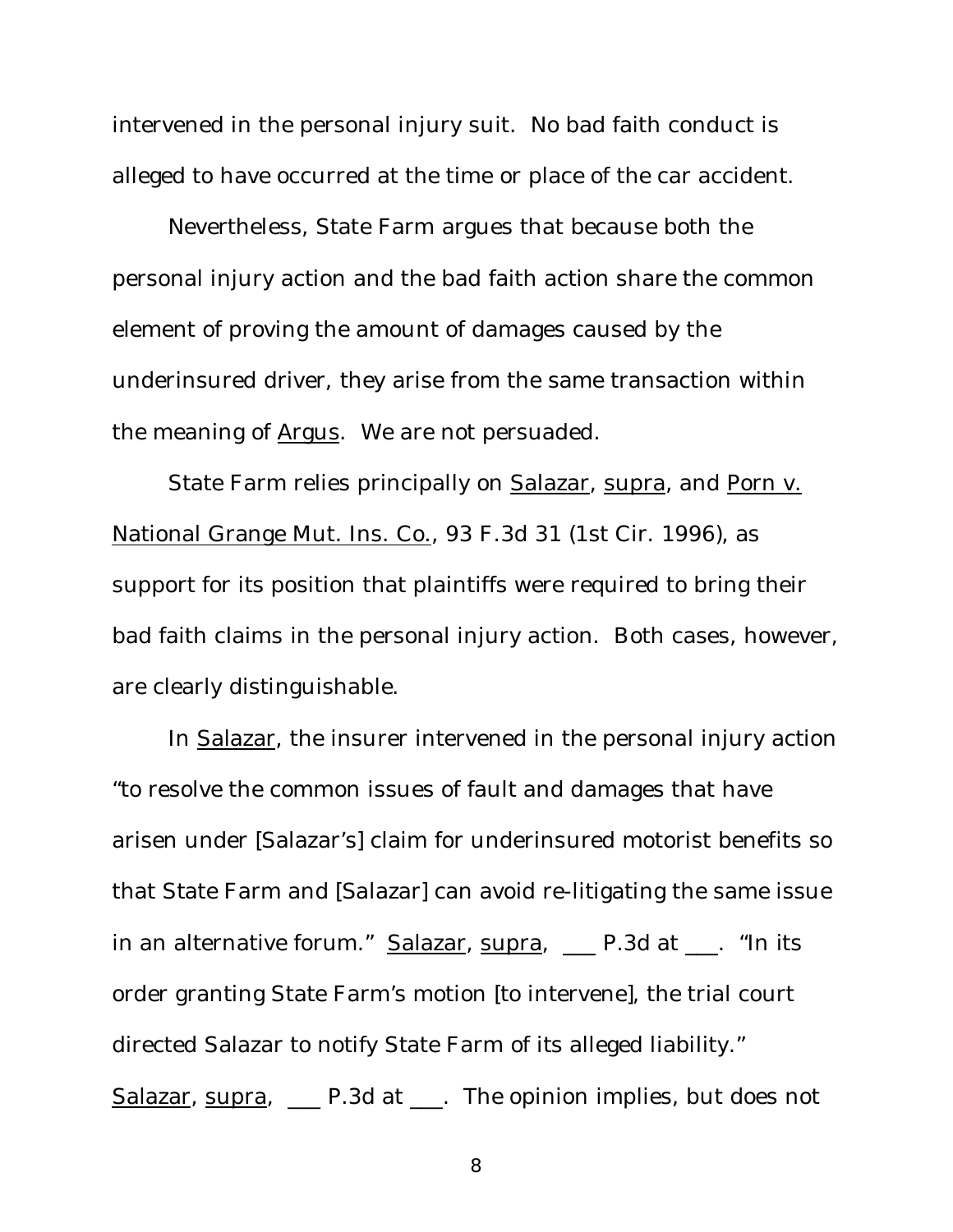intervened in the personal injury suit. No bad faith conduct is alleged to have occurred at the time or place of the car accident.

Nevertheless, State Farm argues that because both the personal injury action and the bad faith action share the common element of proving the amount of damages caused by the underinsured driver, they arise from the same transaction within the meaning of Argus. We are not persuaded.

State Farm relies principally on Salazar, supra, and Porn v. National Grange Mut. Ins. Co., 93 F.3d 31 (1st Cir. 1996), as support for its position that plaintiffs were required to bring their bad faith claims in the personal injury action. Both cases, however, are clearly distinguishable.

In Salazar, the insurer intervened in the personal injury action "to resolve the common issues of fault and damages that have arisen under [Salazar's] claim for underinsured motorist benefits so that State Farm and [Salazar] can avoid re-litigating the same issue in an alternative forum." Salazar, supra, ___ P.3d at ___. "In its order granting State Farm's motion [to intervene], the trial court directed Salazar to notify State Farm of its alleged liability." Salazar, supra, ___ P.3d at ___. The opinion implies, but does not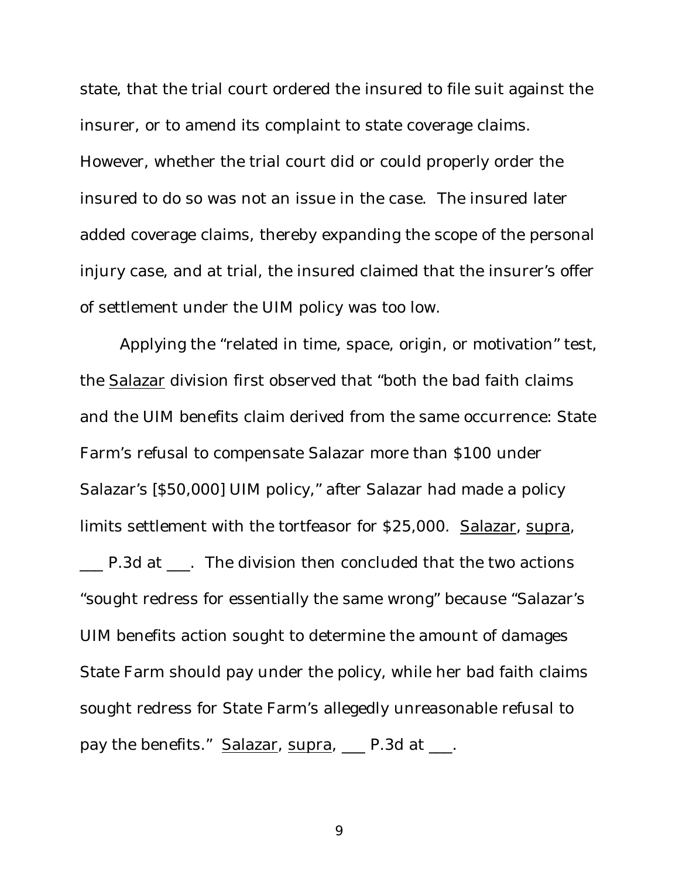state, that the trial court ordered the insured to file suit against the insurer, or to amend its complaint to state coverage claims. However, whether the trial court did or could properly order the insured to do so was not an issue in the case. The insured later added coverage claims, thereby expanding the scope of the personal injury case, and at trial, the insured claimed that the insurer's offer of settlement under the UIM policy was too low.

Applying the "related in time, space, origin, or motivation" test, the Salazar division first observed that "both the bad faith claims and the UIM benefits claim derived from the same occurrence: State Farm's refusal to compensate Salazar more than $100 under Salazar's [$50,000] UIM policy," after Salazar had made a policy limits settlement with the tortfeasor for $25,000. Salazar, supra, ___ P.3d at ___. The division then concluded that the two actions "sought redress for essentially the same wrong" because "Salazar's UIM benefits action sought to determine the amount of damages State Farm should pay under the policy, while her bad faith claims sought redress for State Farm's allegedly unreasonable refusal to pay the benefits." Salazar, supra, ___ P.3d at ___.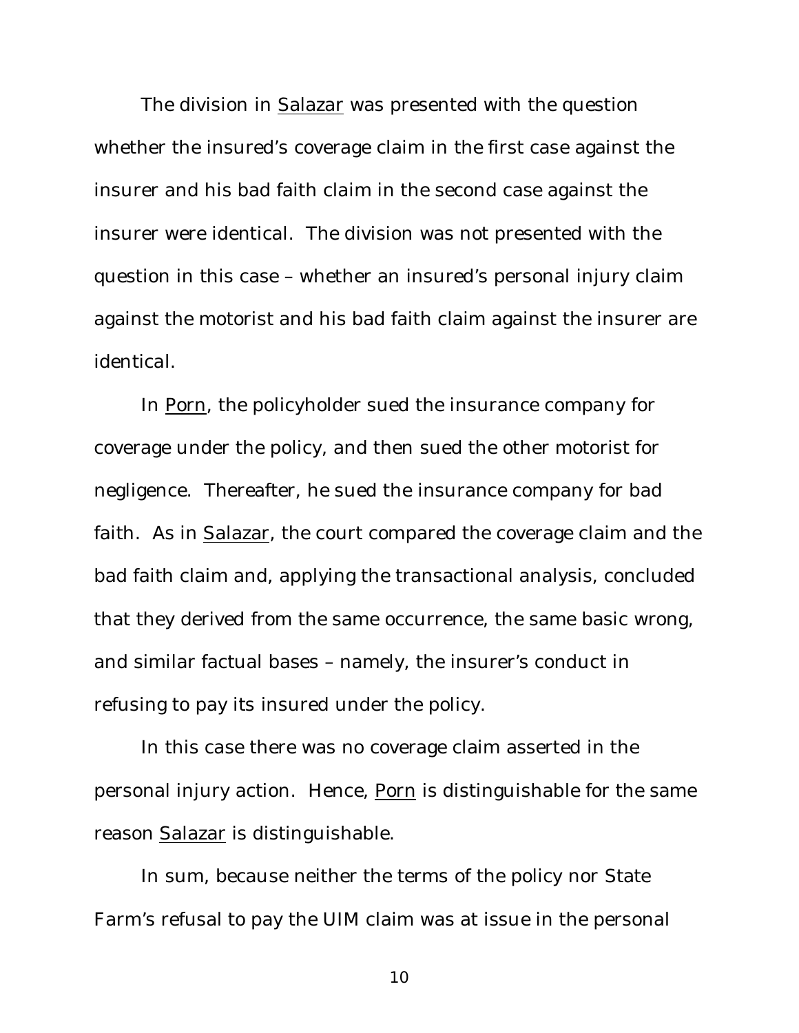The division in Salazar was presented with the question whether the insured's coverage claim in the first case against the insurer and his bad faith claim in the second case against the insurer were identical. The division was not presented with the question in this case – whether an insured's personal injury claim against the motorist and his bad faith claim against the insurer are identical.

In Porn, the policyholder sued the insurance company for coverage under the policy, and then sued the other motorist for negligence. Thereafter, he sued the insurance company for bad faith. As in Salazar, the court compared the coverage claim and the bad faith claim and, applying the transactional analysis, concluded that they derived from the same occurrence, the same basic wrong, and similar factual bases – namely, the insurer's conduct in refusing to pay its insured under the policy.

In this case there was no coverage claim asserted in the personal injury action. Hence, Porn is distinguishable for the same reason Salazar is distinguishable.

In sum, because neither the terms of the policy nor State Farm's refusal to pay the UIM claim was at issue in the personal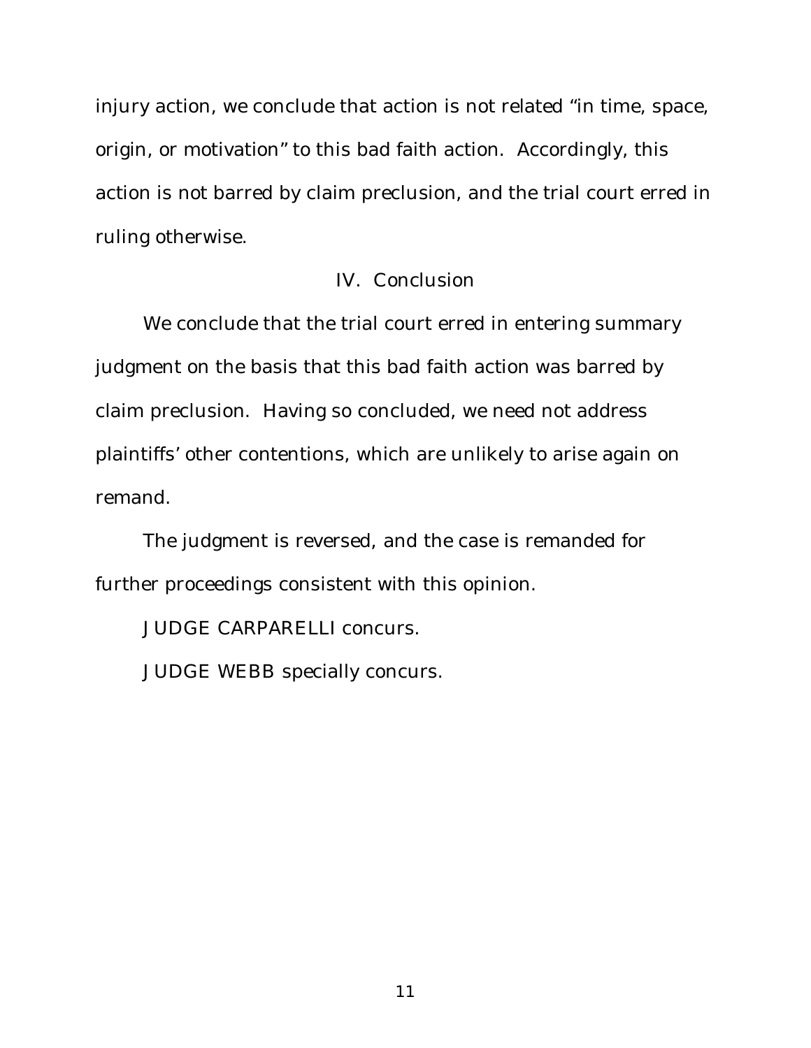injury action, we conclude that action is not related "in time, space, origin, or motivation" to this bad faith action. Accordingly, this action is not barred by claim preclusion, and the trial court erred in ruling otherwise.

## IV. Conclusion

We conclude that the trial court erred in entering summary judgment on the basis that this bad faith action was barred by claim preclusion. Having so concluded, we need not address plaintiffs' other contentions, which are unlikely to arise again on remand.

The judgment is reversed, and the case is remanded for further proceedings consistent with this opinion.

JUDGE CARPARELLI concurs.

JUDGE WEBB specially concurs.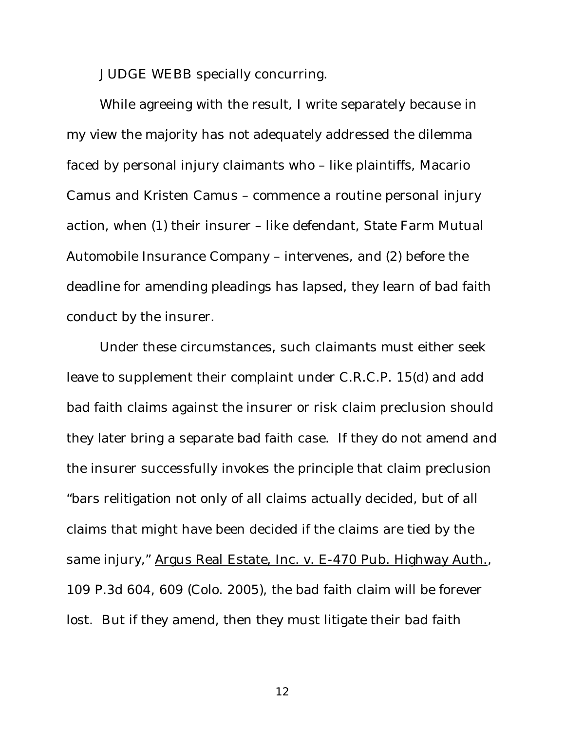JUDGE WEBB specially concurring.

While agreeing with the result, I write separately because in my view the majority has not adequately addressed the dilemma faced by personal injury claimants who – like plaintiffs, Macario Camus and Kristen Camus – commence a routine personal injury action, when (1) their insurer – like defendant, State Farm Mutual Automobile Insurance Company – intervenes, and (2) before the deadline for amending pleadings has lapsed, they learn of bad faith conduct by the insurer.

Under these circumstances, such claimants must either seek leave to supplement their complaint under C.R.C.P. 15(d) and add bad faith claims against the insurer or risk claim preclusion should they later bring a separate bad faith case. If they do not amend and the insurer successfully invokes the principle that claim preclusion "bars relitigation not only of all claims actually decided, but of all claims that might have been decided if the claims are tied by the same injury," Argus Real Estate, Inc. v. E-470 Pub. Highway Auth., 109 P.3d 604, 609 (Colo. 2005), the bad faith claim will be forever lost. But if they amend, then they must litigate their bad faith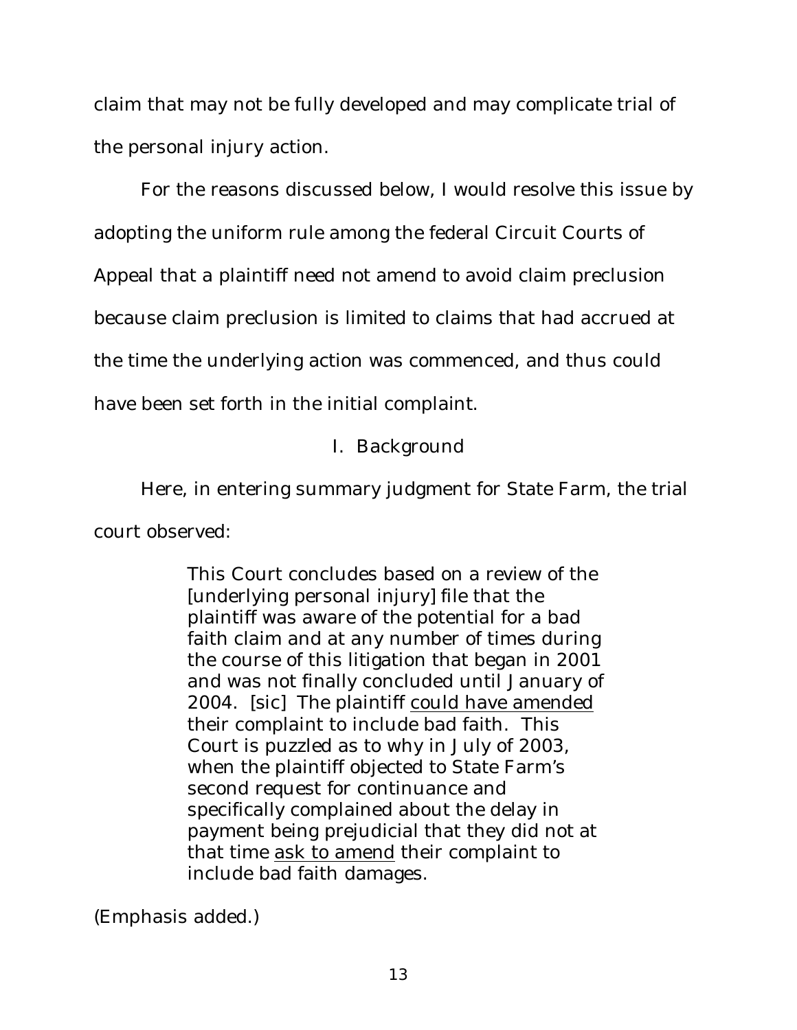claim that may not be fully developed and may complicate trial of the personal injury action.

For the reasons discussed below, I would resolve this issue by adopting the uniform rule among the federal Circuit Courts of Appeal that a plaintiff need not amend to avoid claim preclusion because claim preclusion is limited to claims that had accrued at the time the underlying action was commenced, and thus could have been set forth in the initial complaint.

## I. Background

Here, in entering summary judgment for State Farm, the trial court observed:

> This Court concludes based on a review of the [underlying personal injury] file that the plaintiff was aware of the potential for a bad faith claim and at any number of times during the course of this litigation that began in 2001 and was not finally concluded until January of 2004. [sic] The plaintiff <u>could have amended</u> their complaint to include bad faith. This Court is puzzled as to why in July of 2003, when the plaintiff objected to State Farm's second request for continuance and specifically complained about the delay in payment being prejudicial that they did not at that time <u>ask to amend</u> their complaint to include bad faith damages.

(Emphasis added.)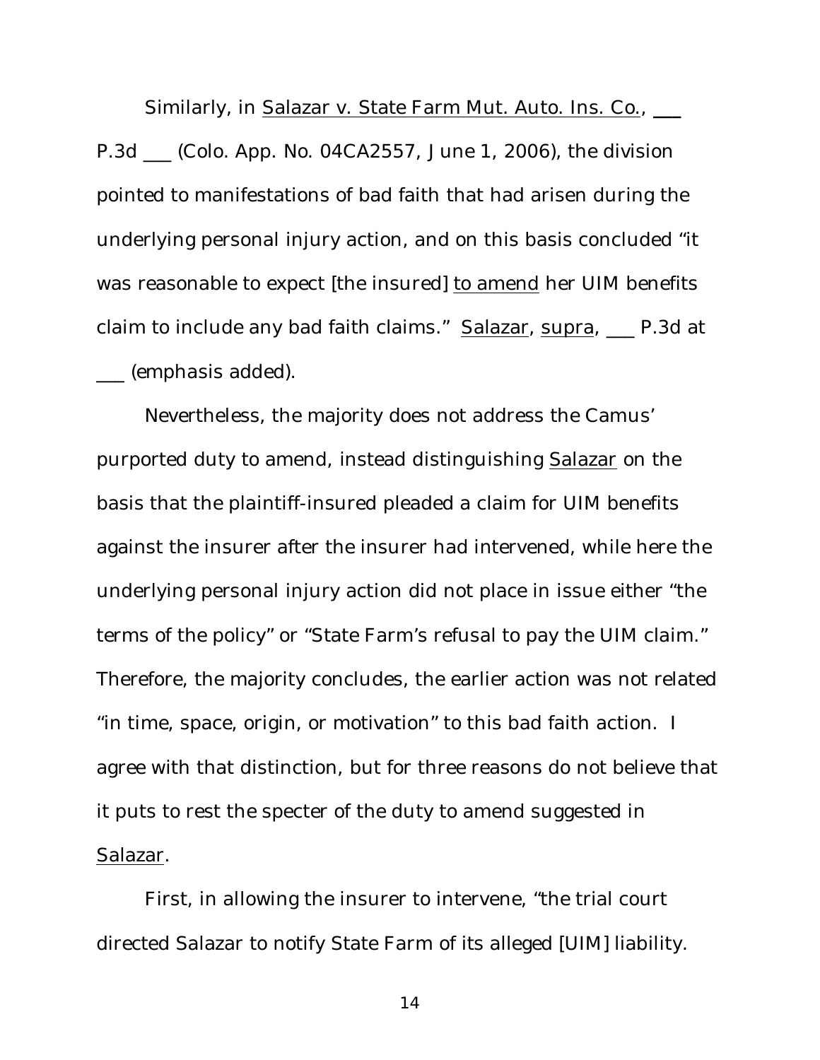Similarly, in Salazar v. State Farm Mut. Auto. Ins. Co., ___ P.3d ___ (Colo. App. No. 04CA2557, June 1, 2006), the division pointed to manifestations of bad faith that had arisen during the underlying personal injury action, and on this basis concluded "it was reasonable to expect [the insured] to amend her UIM benefits claim to include any bad faith claims." Salazar, supra, ___ P.3d at ___ (emphasis added).

Nevertheless, the majority does not address the Camus' purported duty to amend, instead distinguishing Salazar on the basis that the plaintiff-insured pleaded a claim for UIM benefits against the insurer after the insurer had intervened, while here the underlying personal injury action did not place in issue either "the terms of the policy" or "State Farm's refusal to pay the UIM claim." Therefore, the majority concludes, the earlier action was not related "in time, space, origin, or motivation" to this bad faith action. I agree with that distinction, but for three reasons do not believe that it puts to rest the specter of the duty to amend suggested in Salazar.

First, in allowing the insurer to intervene, "the trial court directed Salazar to notify State Farm of its alleged [UIM] liability.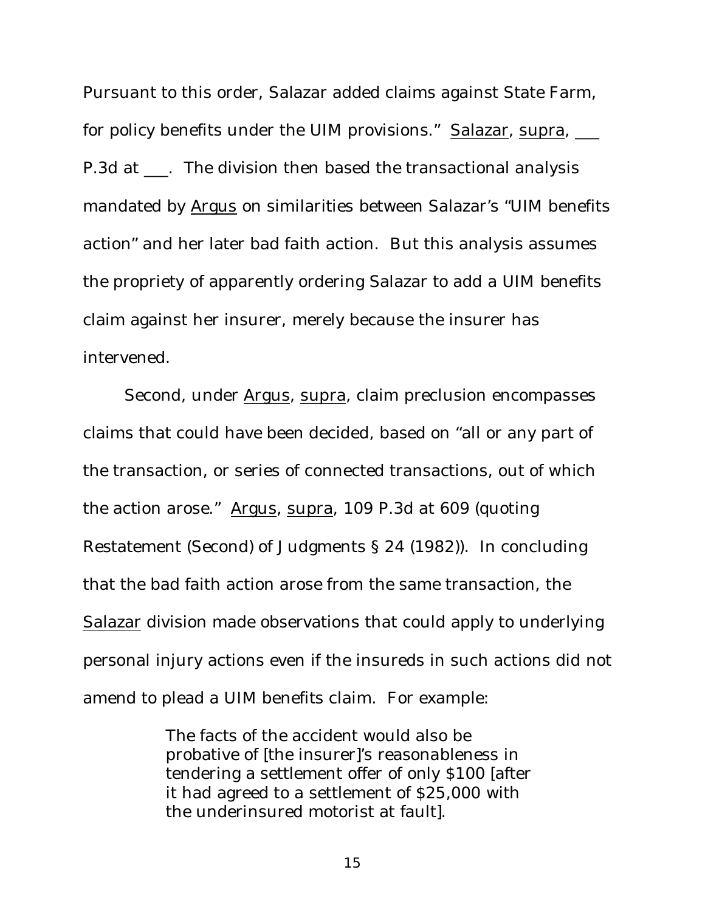Pursuant to this order, Salazar added claims against State Farm, for policy benefits under the UIM provisions." Salazar, supra, ___ P.3d at ___. The division then based the transactional analysis mandated by Argus on similarities between Salazar's "UIM benefits action" and her later bad faith action. But this analysis assumes the propriety of apparently ordering Salazar to add a UIM benefits claim against her insurer, merely because the insurer has intervened.

Second, under Argus, supra, claim preclusion encompasses claims that could have been decided, based on "all or any part of the transaction, or series of connected transactions, out of which the action arose." Argus, supra, 109 P.3d at 609 (quoting Restatement (Second) of Judgments § 24 (1982)). In concluding that the bad faith action arose from the same transaction, the Salazar division made observations that could apply to underlying personal injury actions even if the insureds in such actions did not amend to plead a UIM benefits claim. For example:

> The facts of the accident would also be probative of [the insurer]'s reasonableness in tendering a settlement offer of only $100 [after it had agreed to a settlement of $25,000 with the underinsured motorist at fault].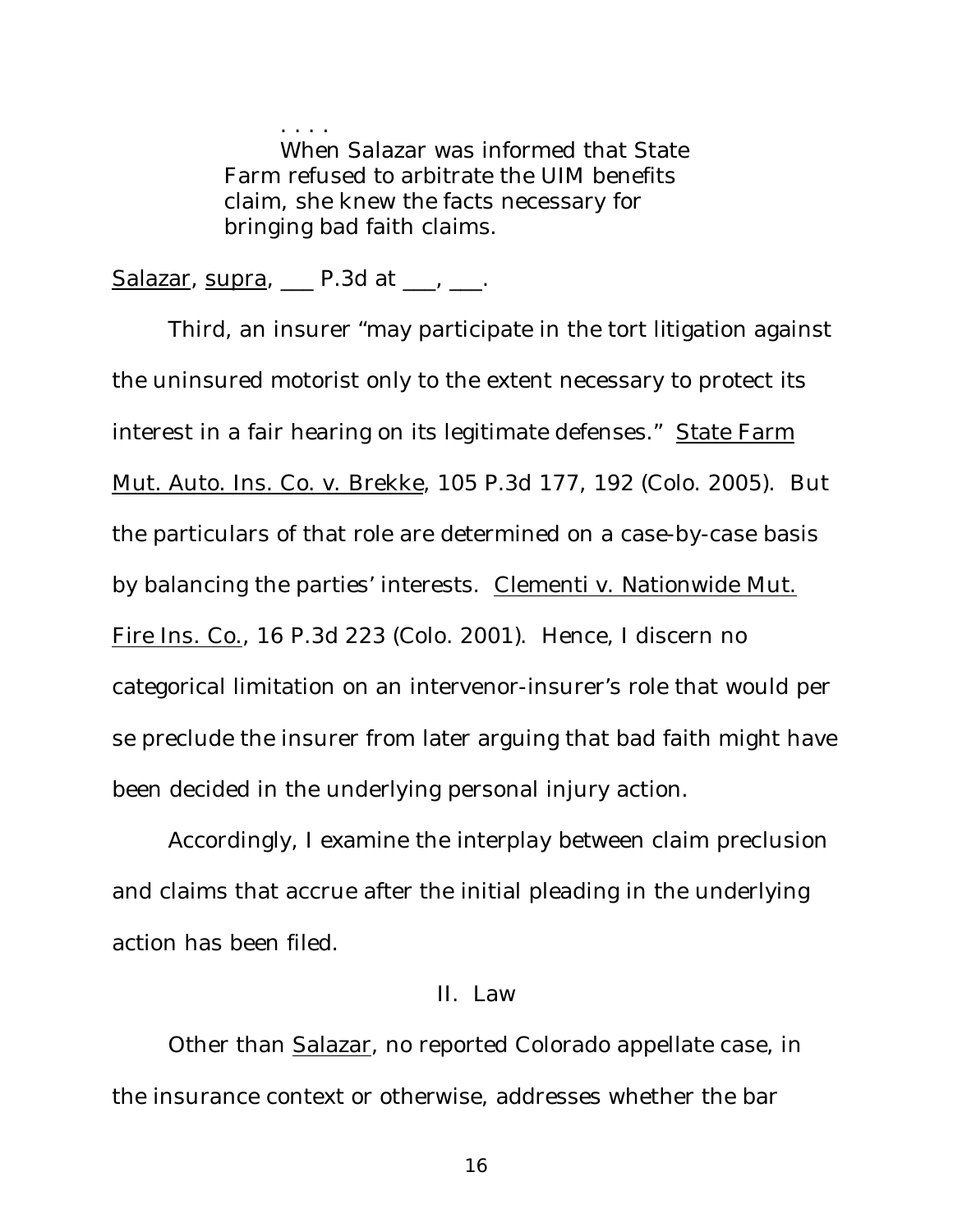> . . . .
>
> When Salazar was informed that State Farm refused to arbitrate the UIM benefits claim, she knew the facts necessary for bringing bad faith claims.

Salazar, supra, ___ P.3d at ___, ___.

Third, an insurer "may participate in the tort litigation against the uninsured motorist only to the extent necessary to protect its interest in a fair hearing on its legitimate defenses." State Farm Mut. Auto. Ins. Co. v. Brekke, 105 P.3d 177, 192 (Colo. 2005). But the particulars of that role are determined on a case-by-case basis by balancing the parties' interests. Clementi v. Nationwide Mut. Fire Ins. Co., 16 P.3d 223 (Colo. 2001). Hence, I discern no categorical limitation on an intervenor-insurer's role that would per se preclude the insurer from later arguing that bad faith might have been decided in the underlying personal injury action.

Accordingly, I examine the interplay between claim preclusion and claims that accrue after the initial pleading in the underlying action has been filed.

## II. Law

Other than Salazar, no reported Colorado appellate case, in the insurance context or otherwise, addresses whether the bar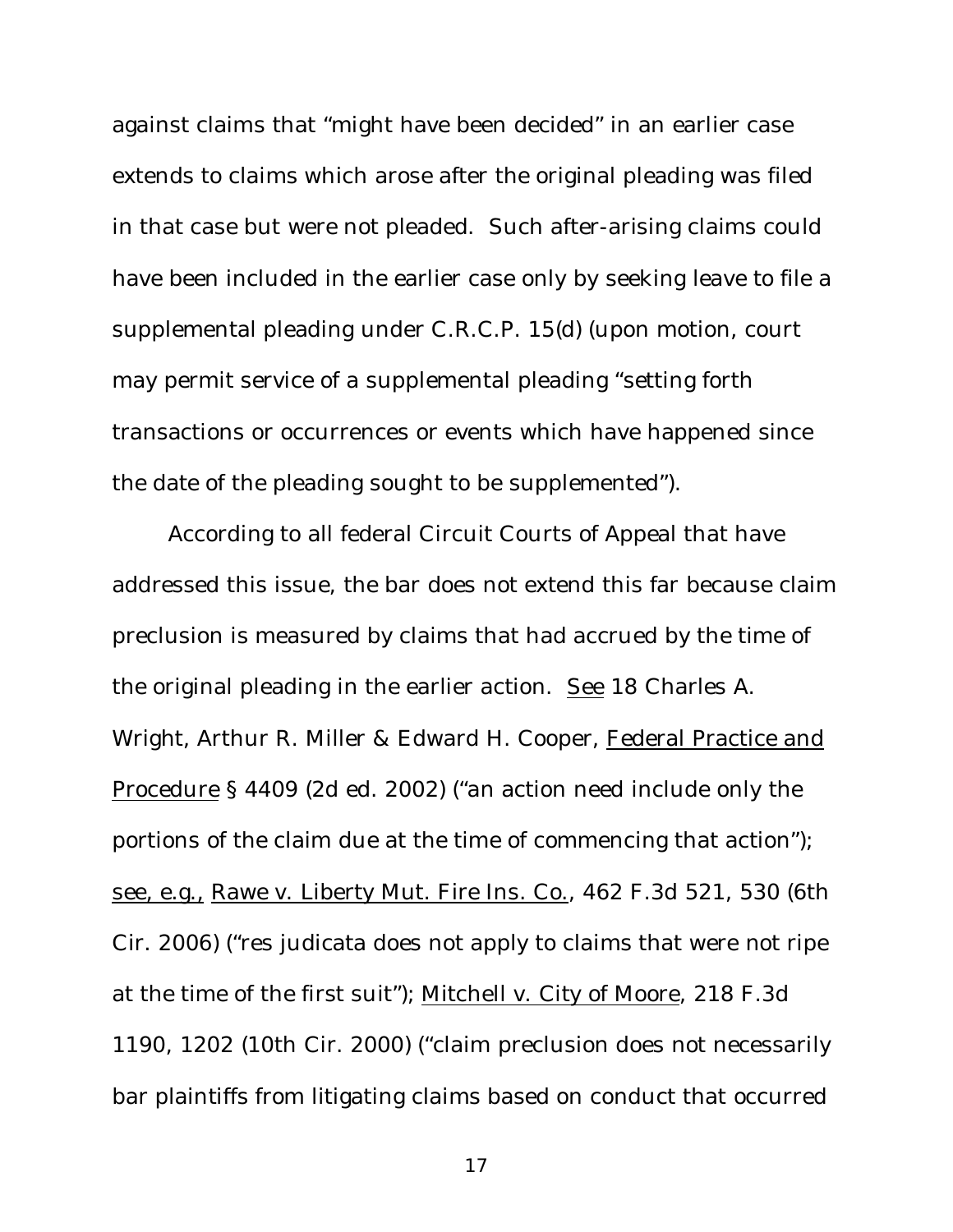against claims that "might have been decided" in an earlier case extends to claims which arose after the original pleading was filed in that case but were not pleaded. Such after-arising claims could have been included in the earlier case only by seeking leave to file a supplemental pleading under C.R.C.P. 15(d) (upon motion, court may permit service of a supplemental pleading "setting forth transactions or occurrences or events which have happened since the date of the pleading sought to be supplemented").

According to all federal Circuit Courts of Appeal that have addressed this issue, the bar does not extend this far because claim preclusion is measured by claims that had accrued by the time of the original pleading in the earlier action. See 18 Charles A. Wright, Arthur R. Miller & Edward H. Cooper, Federal Practice and Procedure § 4409 (2d ed. 2002) ("an action need include only the portions of the claim due at the time of commencing that action"); see, e.g., Rawe v. Liberty Mut. Fire Ins. Co., 462 F.3d 521, 530 (6th Cir. 2006) ("res judicata does not apply to claims that were not ripe at the time of the first suit"); Mitchell v. City of Moore, 218 F.3d 1190, 1202 (10th Cir. 2000) ("claim preclusion does not necessarily bar plaintiffs from litigating claims based on conduct that occurred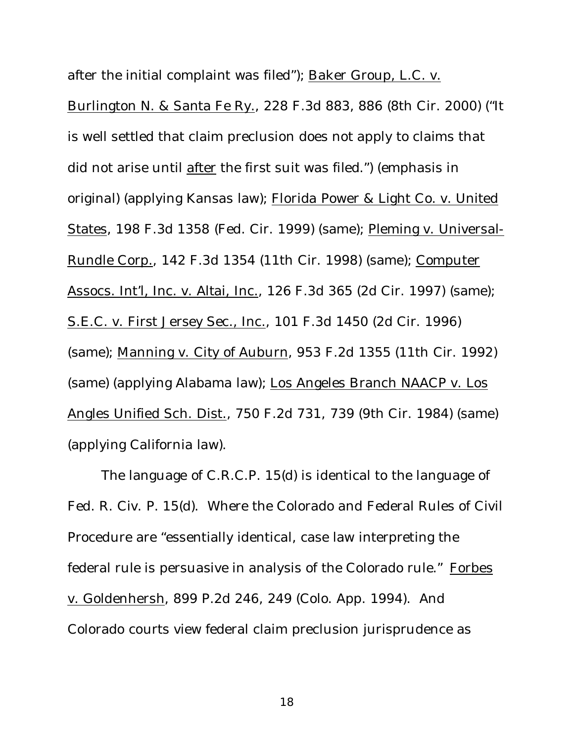after the initial complaint was filed"); Baker Group, L.C. v. Burlington N. & Santa Fe Ry., 228 F.3d 883, 886 (8th Cir. 2000) ("It is well settled that claim preclusion does not apply to claims that did not arise until after the first suit was filed.") (emphasis in original) (applying Kansas law); Florida Power & Light Co. v. United States, 198 F.3d 1358 (Fed. Cir. 1999) (same); Pleming v. Universal-Rundle Corp., 142 F.3d 1354 (11th Cir. 1998) (same); Computer Assocs. Int'l, Inc. v. Altai, Inc., 126 F.3d 365 (2d Cir. 1997) (same); S.E.C. v. First Jersey Sec., Inc., 101 F.3d 1450 (2d Cir. 1996) (same); Manning v. City of Auburn, 953 F.2d 1355 (11th Cir. 1992) (same) (applying Alabama law); Los Angeles Branch NAACP v. Los Angles Unified Sch. Dist., 750 F.2d 731, 739 (9th Cir. 1984) (same) (applying California law).

The language of C.R.C.P. 15(d) is identical to the language of Fed. R. Civ. P. 15(d). Where the Colorado and Federal Rules of Civil Procedure are "essentially identical, case law interpreting the federal rule is persuasive in analysis of the Colorado rule." Forbes v. Goldenhersh, 899 P.2d 246, 249 (Colo. App. 1994). And Colorado courts view federal claim preclusion jurisprudence as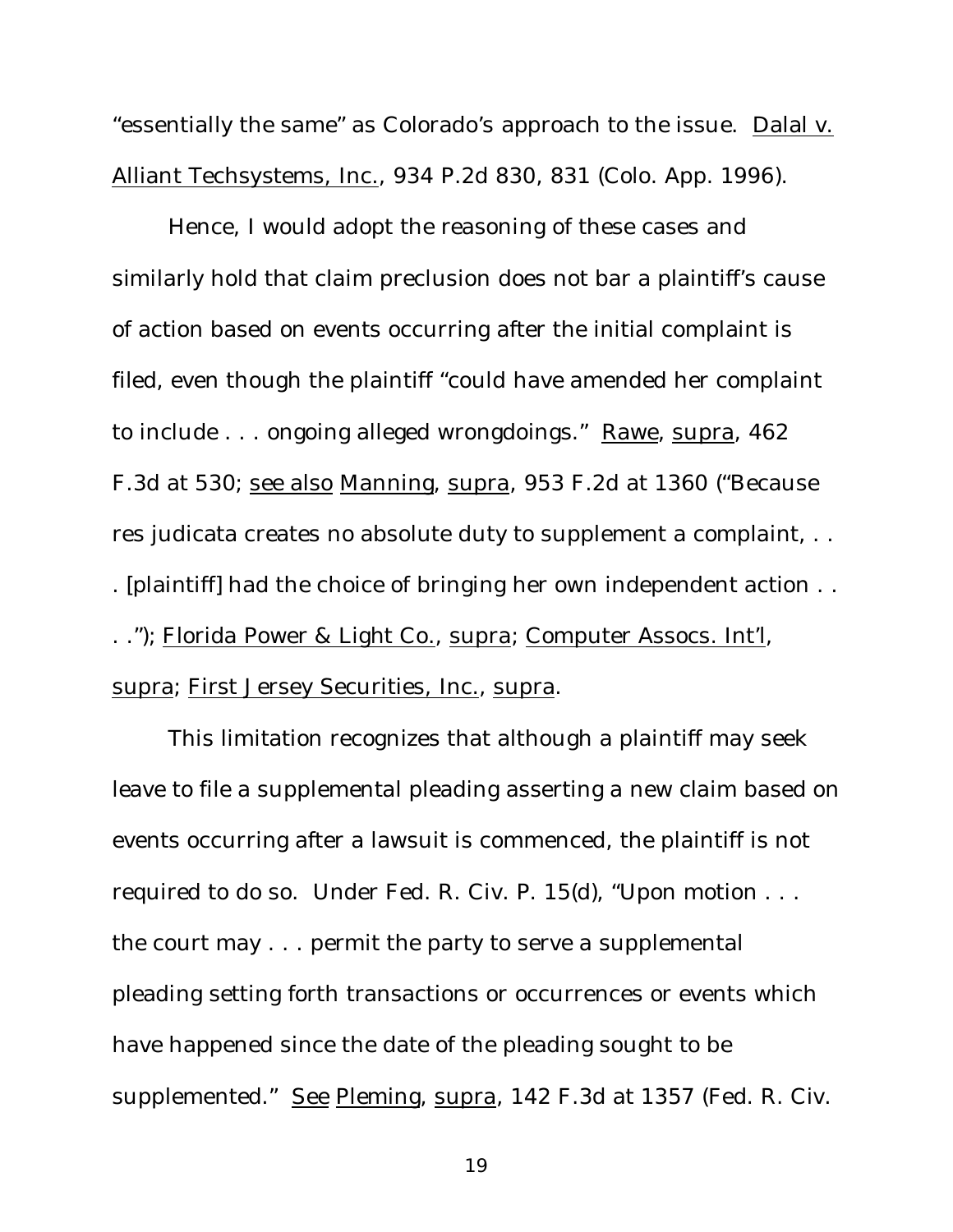"essentially the same" as Colorado's approach to the issue. Dalal v. Alliant Techsystems, Inc., 934 P.2d 830, 831 (Colo. App. 1996).

Hence, I would adopt the reasoning of these cases and similarly hold that claim preclusion does not bar a plaintiff's cause of action based on events occurring after the initial complaint is filed, even though the plaintiff "could have amended her complaint to include . . . ongoing alleged wrongdoings." Rawe, supra, 462 F.3d at 530; see also Manning, supra, 953 F.2d at 1360 ("Because res judicata creates no absolute duty to supplement a complaint, . . . [plaintiff] had the choice of bringing her own independent action . . . ."); Florida Power & Light Co., supra; Computer Assocs. Int'l, supra; First Jersey Securities, Inc., supra.

This limitation recognizes that although a plaintiff may seek leave to file a supplemental pleading asserting a new claim based on events occurring after a lawsuit is commenced, the plaintiff is not required to do so. Under Fed. R. Civ. P. 15(d), "Upon motion . . . the court may . . . permit the party to serve a supplemental pleading setting forth transactions or occurrences or events which have happened since the date of the pleading sought to be supplemented." See Pleming, supra, 142 F.3d at 1357 (Fed. R. Civ.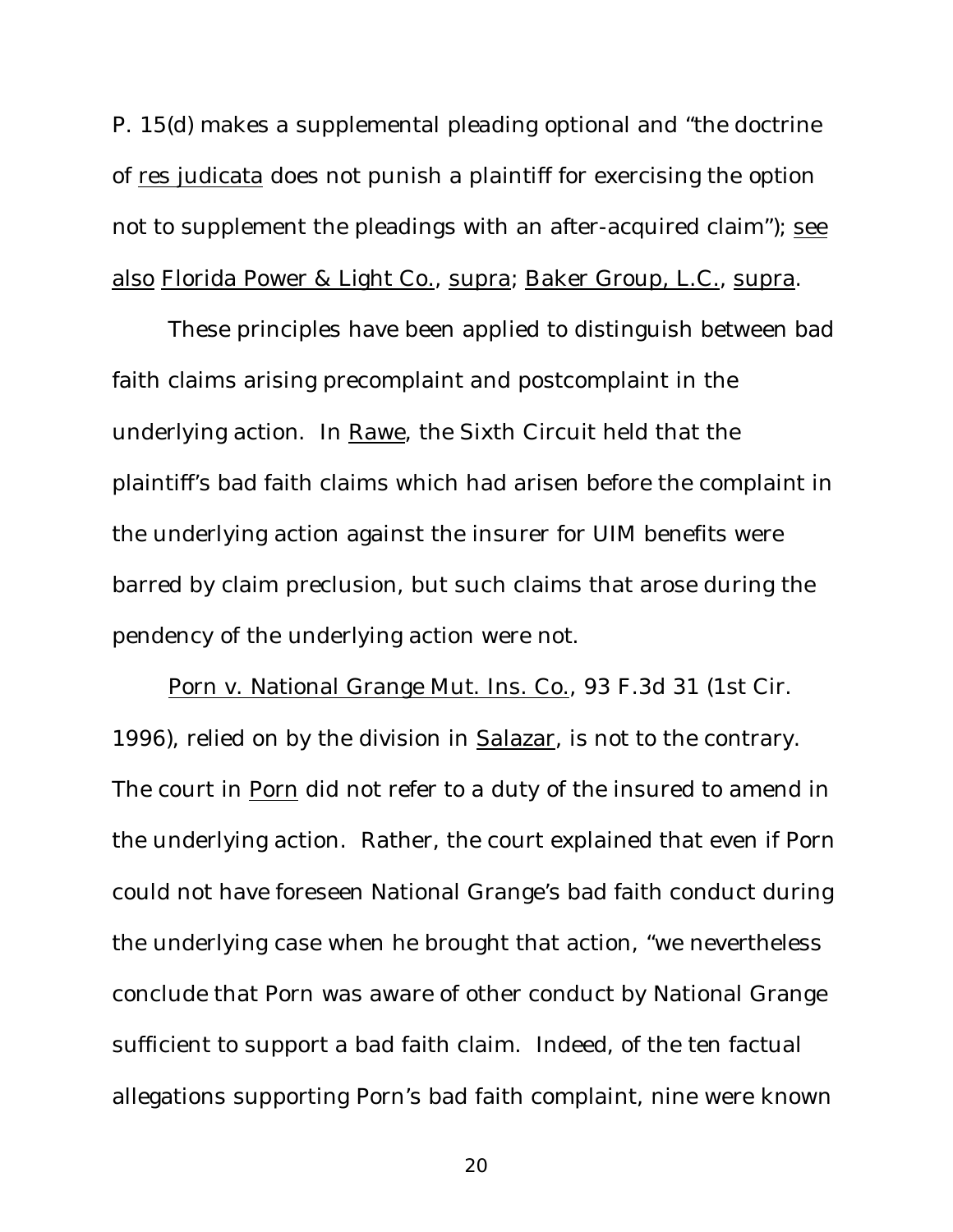P. 15(d) makes a supplemental pleading optional and "the doctrine of res judicata does not punish a plaintiff for exercising the option not to supplement the pleadings with an after-acquired claim"); see also Florida Power & Light Co., supra; Baker Group, L.C., supra.

These principles have been applied to distinguish between bad faith claims arising precomplaint and postcomplaint in the underlying action. In Rawe, the Sixth Circuit held that the plaintiff's bad faith claims which had arisen before the complaint in the underlying action against the insurer for UIM benefits were barred by claim preclusion, but such claims that arose during the pendency of the underlying action were not.

Porn v. National Grange Mut. Ins. Co., 93 F.3d 31 (1st Cir. 1996), relied on by the division in Salazar, is not to the contrary. The court in Porn did not refer to a duty of the insured to amend in the underlying action. Rather, the court explained that even if Porn could not have foreseen National Grange's bad faith conduct during the underlying case when he brought that action, "we nevertheless conclude that Porn was aware of other conduct by National Grange sufficient to support a bad faith claim. Indeed, of the ten factual allegations supporting Porn's bad faith complaint, nine were known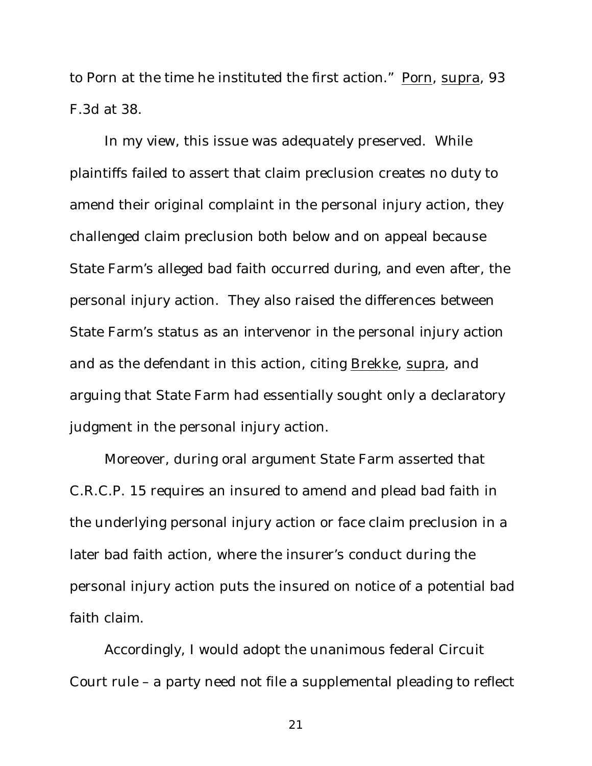to Porn at the time he instituted the first action." Porn, supra, 93 F.3d at 38.

In my view, this issue was adequately preserved. While plaintiffs failed to assert that claim preclusion creates no duty to amend their original complaint in the personal injury action, they challenged claim preclusion both below and on appeal because State Farm's alleged bad faith occurred during, and even after, the personal injury action. They also raised the differences between State Farm's status as an intervenor in the personal injury action and as the defendant in this action, citing Brekke, supra, and arguing that State Farm had essentially sought only a declaratory judgment in the personal injury action.

Moreover, during oral argument State Farm asserted that C.R.C.P. 15 requires an insured to amend and plead bad faith in the underlying personal injury action or face claim preclusion in a later bad faith action, where the insurer's conduct during the personal injury action puts the insured on notice of a potential bad faith claim.

Accordingly, I would adopt the unanimous federal Circuit Court rule – a party need not file a supplemental pleading to reflect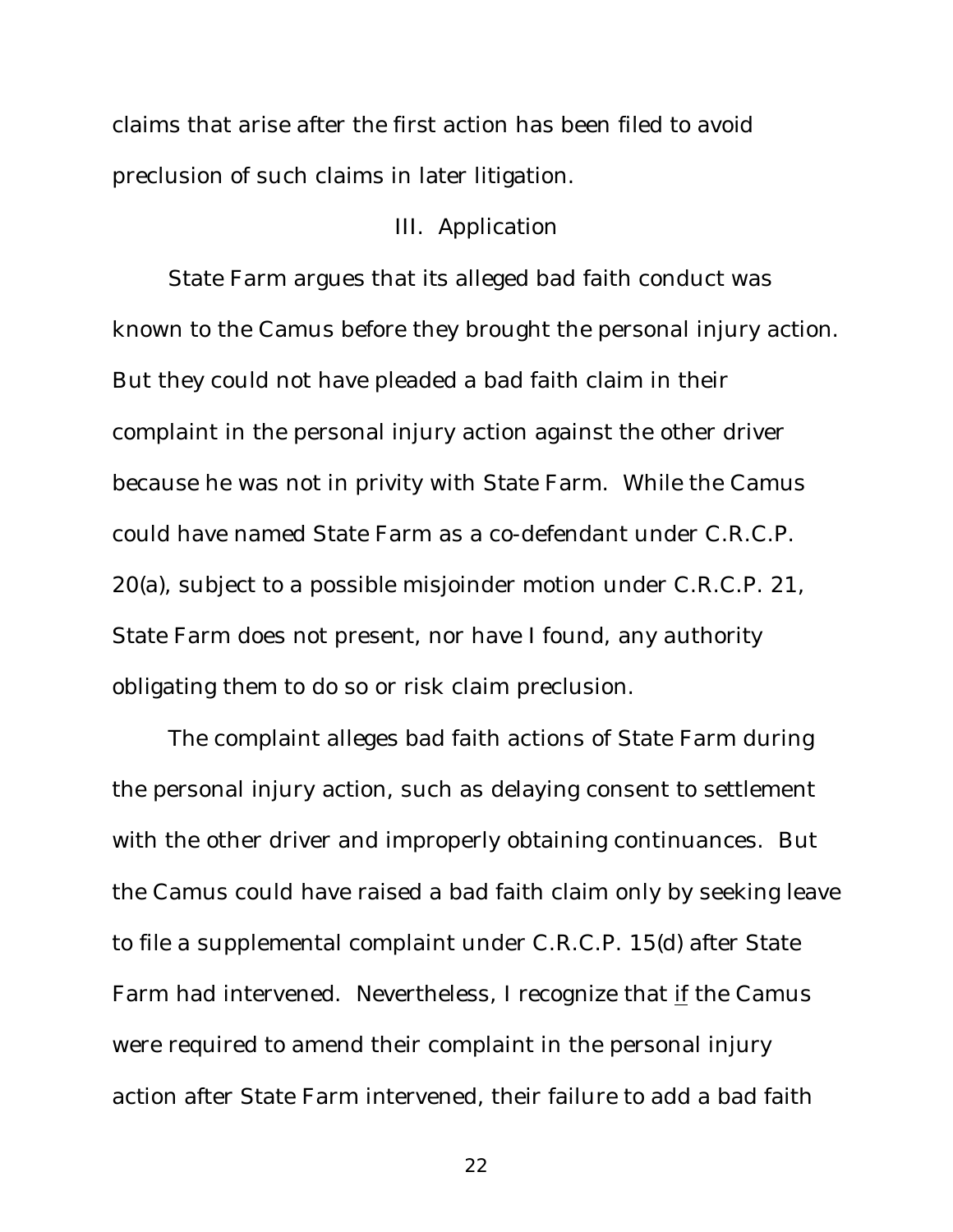claims that arise after the first action has been filed to avoid preclusion of such claims in later litigation.

### III. Application

State Farm argues that its alleged bad faith conduct was known to the Camus before they brought the personal injury action. But they could not have pleaded a bad faith claim in their complaint in the personal injury action against the other driver because he was not in privity with State Farm. While the Camus could have named State Farm as a co-defendant under C.R.C.P. 20(a), subject to a possible misjoinder motion under C.R.C.P. 21, State Farm does not present, nor have I found, any authority obligating them to do so or risk claim preclusion.

The complaint alleges bad faith actions of State Farm during the personal injury action, such as delaying consent to settlement with the other driver and improperly obtaining continuances. But the Camus could have raised a bad faith claim only by seeking leave to file a supplemental complaint under C.R.C.P. 15(d) after State Farm had intervened. Nevertheless, I recognize that <u>if</u> the Camus were required to amend their complaint in the personal injury action after State Farm intervened, their failure to add a bad faith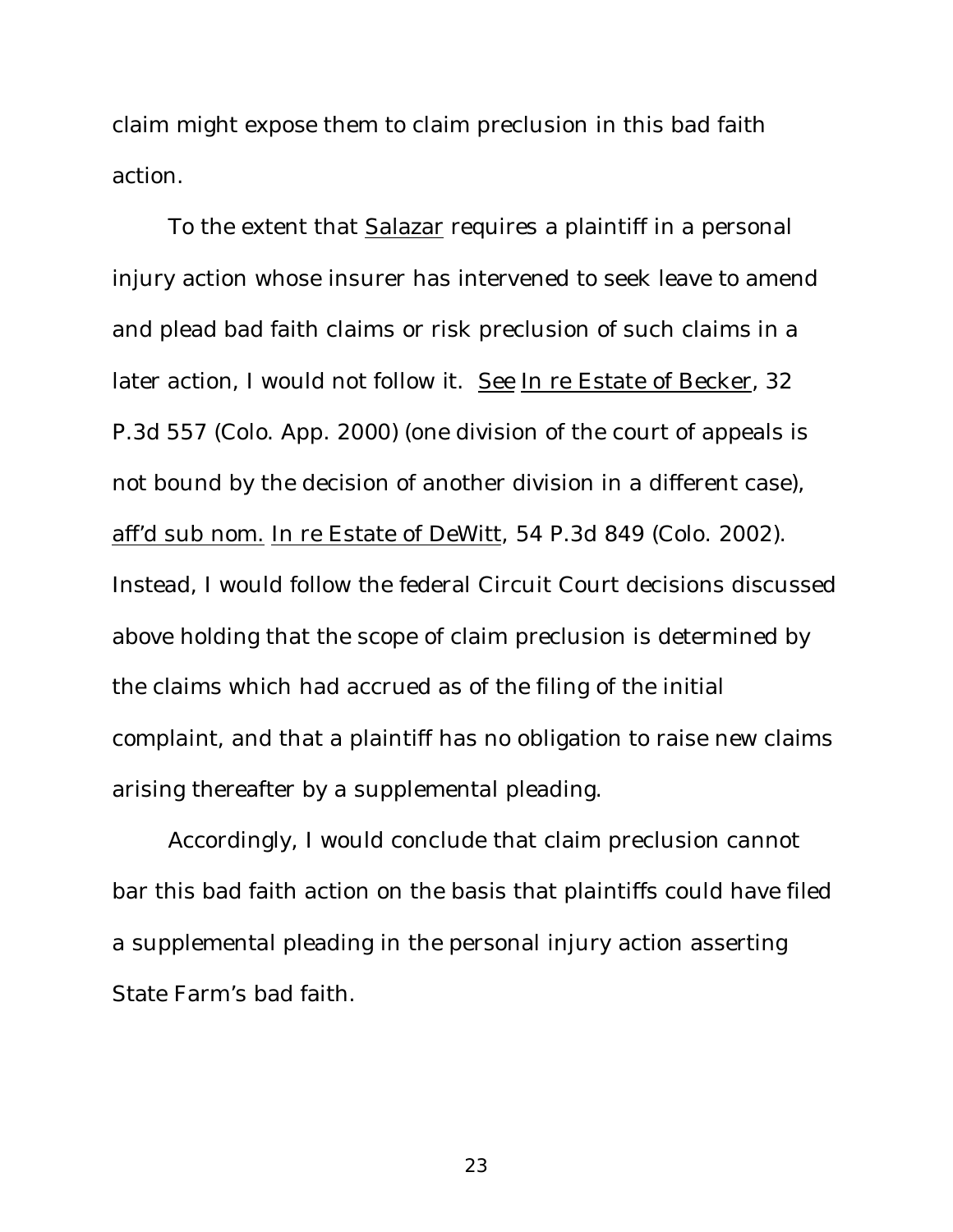claim might expose them to claim preclusion in this bad faith action.

To the extent that Salazar requires a plaintiff in a personal injury action whose insurer has intervened to seek leave to amend and plead bad faith claims or risk preclusion of such claims in a later action, I would not follow it. See In re Estate of Becker, 32 P.3d 557 (Colo. App. 2000) (one division of the court of appeals is not bound by the decision of another division in a different case), aff'd sub nom. In re Estate of DeWitt, 54 P.3d 849 (Colo. 2002). Instead, I would follow the federal Circuit Court decisions discussed above holding that the scope of claim preclusion is determined by the claims which had accrued as of the filing of the initial complaint, and that a plaintiff has no obligation to raise new claims arising thereafter by a supplemental pleading.

Accordingly, I would conclude that claim preclusion cannot bar this bad faith action on the basis that plaintiffs could have filed a supplemental pleading in the personal injury action asserting State Farm's bad faith.